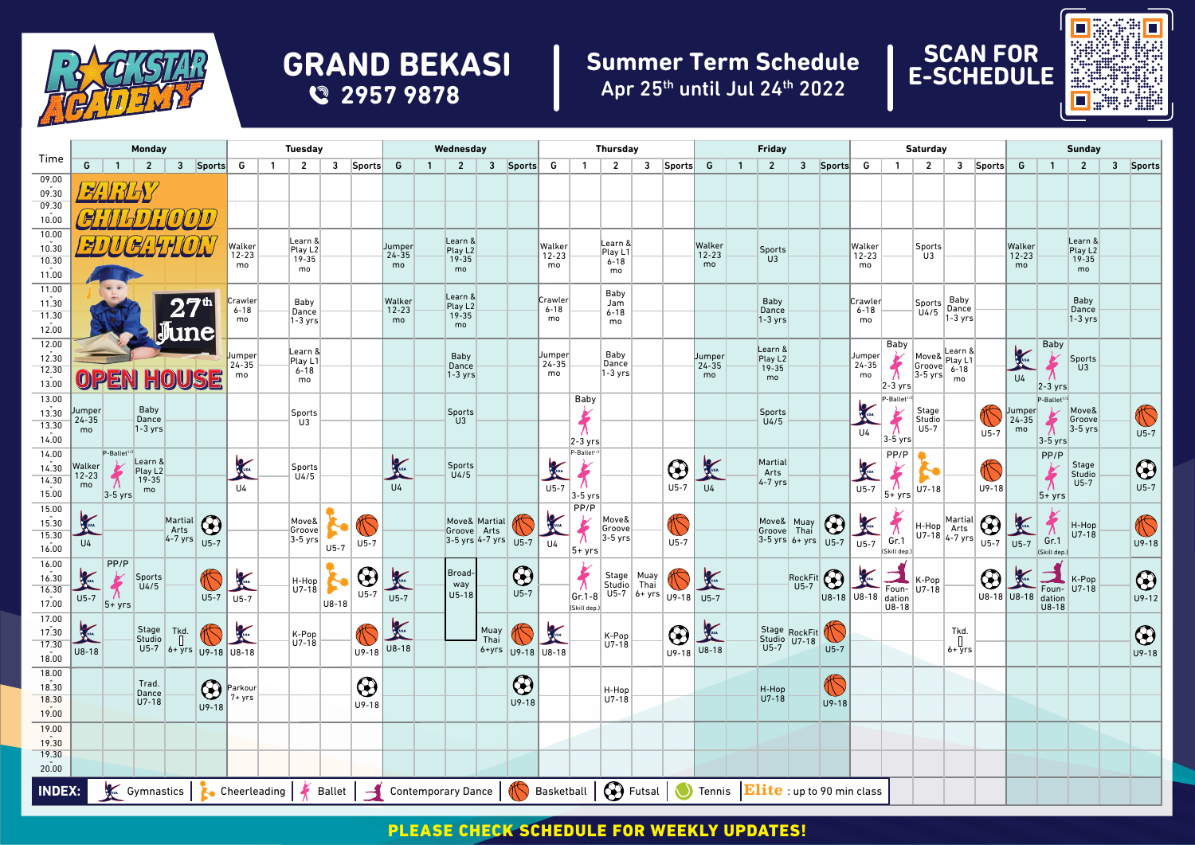# ROCKSTAR ACADEMY

## GRAND BEKASI

☎ 2957 9878

## Summer Term Schedule

Apr 25th until Jul 24th 2022

**SCAN FOR E-SCHEDULE**

**EARLY CHILDHOOD EDUCATION** — 27th June **OPEN HOUSE**

### Monday

| Time | G | 1 | 2 | 3 | Sports |
|---|---|---|---|---|---|
| 09.00 - 13.00 | EARLY CHILDHOOD EDUCATION | | | | |
| 13.00 - 14.00 | Jumper 24-35 mo | | Baby Dance 1-3 yrs | | |
| 14.00 - 15.00 | Walker 12-23 mo | Ballet P-Ballet 3-5 yrs | Learn & Play L2 19-35 mo | | |
| 15.00 - 16.00 | Gymnastics U4 | | | Martial Arts 4-7 yrs | Futsal U5-7 |
| 16.00 - 17.00 | Gymnastics U5-7 | Ballet PP/P 5+ yrs | Sports U4/5 | | Basketball U5-7 |
| 17.00 - 18.00 | Gymnastics U8-18 | | Stage Studio U5-7 | Tkd. 6+ yrs | Basketball U9-18 |
| 18.00 - 19.00 | | | Trad. Dance U7-18 | | Futsal U9-18 |
| 19.00 - 20.00 | | | | | |

### Tuesday

| Time | G | 1 | 2 | 3 | Sports |
|---|---|---|---|---|---|
| 09.00 - 10.00 | | | | | |
| 10.00 - 11.00 | Walker 12-23 mo | | Learn & Play L2 19-35 mo | | |
| 11.00 - 12.00 | Crawler 6-18 mo | | Baby Dance 1-3 yrs | | |
| 12.00 - 13.00 | Jumper 24-35 mo | | Learn & Play L1 6-18 mo | | |
| 13.00 - 14.00 | | | Sports U3 | | |
| 14.00 - 15.00 | Gymnastics U4 | | Sports U4/5 | | |
| 15.00 - 16.00 | | | Move& Groove 3-5 yrs | Cheerleading U5-7 | Basketball U5-7 |
| 16.00 - 17.00 | Gymnastics U5-7 | | H-Hop U7-18 | Cheerleading U8-18 | Futsal U5-7 |
| 17.00 - 18.00 | Gymnastics U8-18 | | K-Pop U7-18 | | Basketball U9-18 |
| 18.00 - 19.00 | Parkour 7+ yrs | | | | Futsal U9-18 |
| 19.00 - 20.00 | | | | | |

### Wednesday

| Time | G | 1 | 2 | 3 | Sports |
|---|---|---|---|---|---|
| 09.00 - 10.00 | | | | | |
| 10.00 - 11.00 | Jumper 24-35 mo | | Learn & Play L2 19-35 mo | | |
| 11.00 - 12.00 | Walker 12-23 mo | | Learn & Play L2 19-35 mo | | |
| 12.00 - 13.00 | | | Baby Dance 1-3 yrs | | |
| 13.00 - 14.00 | | | Sports U3 | | |
| 14.00 - 15.00 | Gymnastics U4 | | Sports U4/5 | | |
| 15.00 - 16.00 | | | Move& Groove 3-5 yrs | Martial Arts 4-7 yrs | Basketball U5-7 |
| 16.00 - 17.00 | Gymnastics U5-7 | | Broadway U5-18 | | Futsal U5-7 |
| 17.00 - 18.00 | Gymnastics U8-18 | | (Broadway cont.) | Muay Thai 6+yrs | Basketball U9-18 |
| 18.00 - 19.00 | | | | | Futsal U9-18 |
| 19.00 - 20.00 | | | | | |

### Thursday

| Time | G | 1 | 2 | 3 | Sports |
|---|---|---|---|---|---|
| 09.00 - 10.00 | | | | | |
| 10.00 - 11.00 | Walker 12-23 mo | | Learn & Play L1 6-18 mo | | |
| 11.00 - 12.00 | Crawler 6-18 mo | | Baby Jam 6-18 mo | | |
| 12.00 - 13.00 | Jumper 24-35 mo | | Baby Dance 1-3 yrs | | |
| 13.00 - 14.00 | | Ballet Baby 2-3 yrs | | | |
| 14.00 - 15.00 | Gymnastics U5-7 | Ballet P-Ballet 3-5 yrs | | | Futsal U5-7 |
| 15.00 - 16.00 | Gymnastics U4 | Ballet PP/P 5+ yrs | Move& Groove 3-5 yrs | | Basketball U5-7 |
| 16.00 - 17.00 | | Ballet Gr.1-8 (Skill dep.) | Stage Studio U5-7 | Muay Thai 6+ yrs | Basketball U9-18 |
| 17.00 - 18.00 | Gymnastics U8-18 | | K-Pop U7-18 | | Futsal U9-18 |
| 18.00 - 19.00 | | | H-Hop U7-18 | | |
| 19.00 - 20.00 | | | | | |

### Friday

| Time | G | 1 | 2 | 3 | Sports |
|---|---|---|---|---|---|
| 09.00 - 10.00 | | | | | |
| 10.00 - 11.00 | Walker 12-23 mo | | Sports U3 | | |
| 11.00 - 12.00 | | | Baby Dance 1-3 yrs | | |
| 12.00 - 13.00 | Jumper 24-35 mo | | Learn & Play L2 19-35 mo | | |
| 13.00 - 14.00 | | | Sports U4/5 | | |
| 14.00 - 15.00 | Gymnastics U4 | | Martial Arts 4-7 yrs | | |
| 15.00 - 16.00 | | | Move& Groove 3-5 yrs | Muay Thai 6+ yrs | Futsal U5-7 |
| 16.00 - 17.00 | Gymnastics U5-7 | | | RockFit U5-7 | Futsal U8-18 |
| 17.00 - 18.00 | Gymnastics U8-18 | | Stage Studio U5-7 | RockFit U7-18 | Basketball U5-7 |
| 18.00 - 19.00 | | | H-Hop U7-18 | | Basketball U9-18 |
| 19.00 - 20.00 | | | | | |

### Saturday

| Time | G | 1 | 2 | 3 | Sports |
|---|---|---|---|---|---|
| 09.00 - 10.00 | | | | | |
| 10.00 - 11.00 | Walker 12-23 mo | | Sports U3 | | |
| 11.00 - 12.00 | Crawler 6-18 mo | | Sports U4/5 | Baby Dance 1-3 yrs | |
| 12.00 - 13.00 | Jumper 24-35 mo | Ballet Baby 2-3 yrs | Move& Groove 3-5 yrs | Learn & Play L1 6-18 mo | |
| 13.00 - 14.00 | Gymnastics U4 | Ballet P-Ballet 3-5 yrs | Stage Studio U5-7 | | Basketball U5-7 |
| 14.00 - 15.00 | Gymnastics U5-7 | Ballet PP/P 5+ yrs | Cheerleading U7-18 | | Basketball U9-18 |
| 15.00 - 16.00 | Gymnastics U5-7 | Ballet Gr.1 (Skill dep.) | H-Hop U7-18 | Martial Arts 4-7 yrs | Futsal U5-7 |
| 16.00 - 17.00 | Gymnastics U8-18 | Contemporary Dance Foundation U8-18 | K-Pop U7-18 | | Futsal U8-18 |
| 17.00 - 18.00 | | | | Tkd. 6+ yrs | |
| 18.00 - 19.00 | | | | | |
| 19.00 - 20.00 | | | | | |

### Sunday

| Time | G | 1 | 2 | 3 | Sports |
|---|---|---|---|---|---|
| 09.00 - 10.00 | | | | | |
| 10.00 - 11.00 | Walker 12-23 mo | | Learn & Play L2 19-35 mo | | |
| 11.00 - 12.00 | | | Baby Dance 1-3 yrs | | |
| 12.00 - 13.00 | Gymnastics U4 | Ballet Baby 2-3 yrs | Sports U3 | | |
| 13.00 - 14.00 | Jumper 24-35 mo | Ballet P-Ballet 3-5 yrs | Move& Groove 3-5 yrs | | Basketball U5-7 |
| 14.00 - 15.00 | | Ballet PP/P 5+ yrs | Stage Studio U5-7 | | Futsal U5-7 |
| 15.00 - 16.00 | Gymnastics U5-7 | Ballet Gr.1 (Skill dep.) | H-Hop U7-18 | | Basketball U9-18 |
| 16.00 - 17.00 | Gymnastics U8-18 | Contemporary Dance Foundation U8-18 | K-Pop U7-18 | | Futsal U9-12 |
| 17.00 - 18.00 | | | | | Futsal U9-18 |
| 18.00 - 19.00 | | | | | |
| 19.00 - 20.00 | | | | | |

**INDEX:** Gymnastics | Cheerleading | Ballet | Contemporary Dance | Basketball | Futsal | Tennis | **Elite** : up to 90 min class

**PLEASE CHECK SCHEDULE FOR WEEKLY UPDATES!**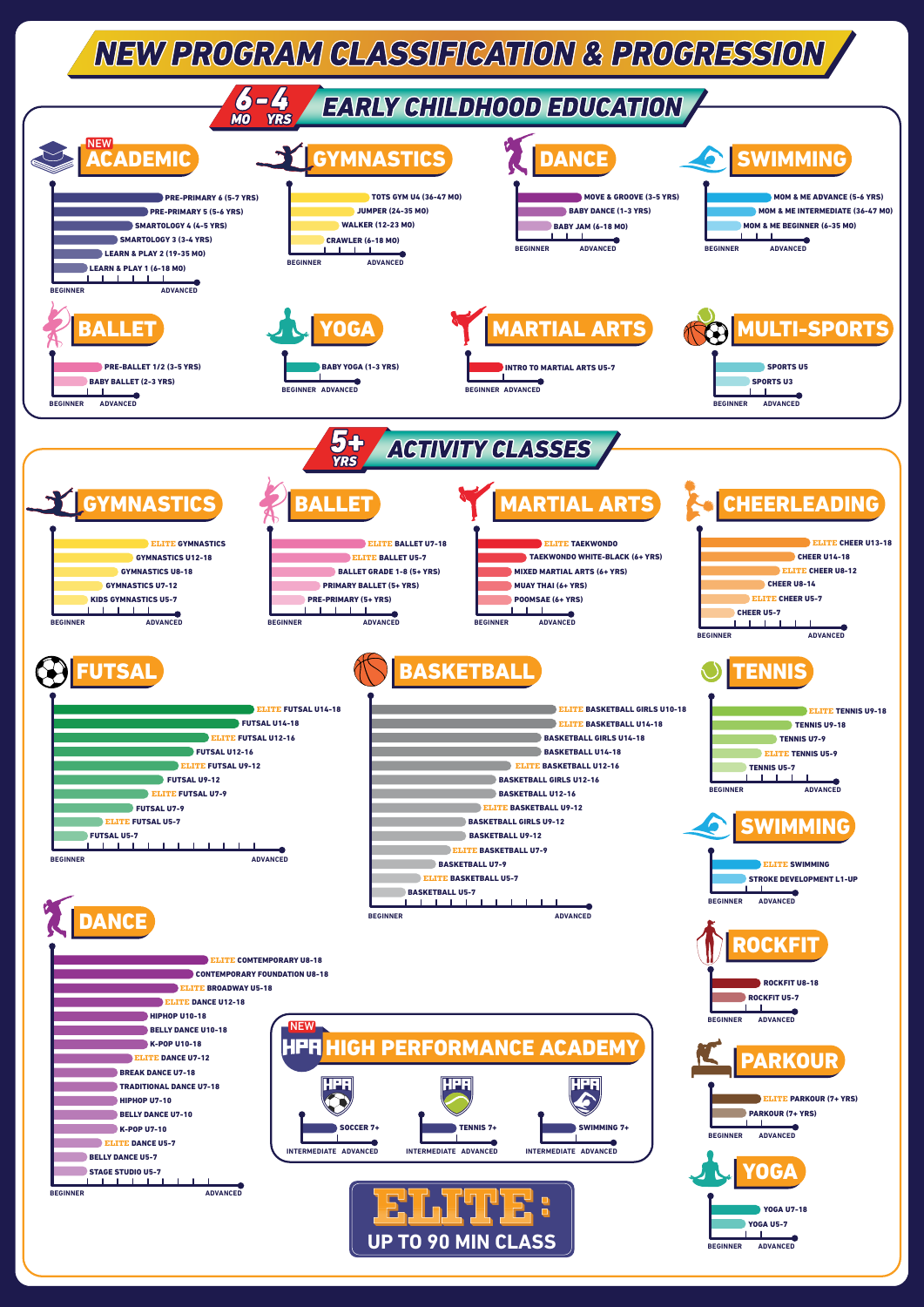# NEW PROGRAM CLASSIFICATION & PROGRESSION

## 6 MO – 4 YRS EARLY CHILDHOOD EDUCATION

### NEW ACADEMIC

- PRE-PRIMARY 6 (5-7 YRS)
- PRE-PRIMARY 5 (5-6 YRS)
- SMARTOLOGY 4 (4-5 YRS)
- SMARTOLOGY 3 (3-4 YRS)
- LEARN & PLAY 2 (19-35 MO)
- LEARN & PLAY 1 (6-18 MO)

BEGINNER — ADVANCED

### GYMNASTICS

- TOTS GYM U4 (36-47 MO)
- JUMPER (24-35 MO)
- WALKER (12-23 MO)
- CRAWLER (6-18 MO)

BEGINNER — ADVANCED

### DANCE

- MOVE & GROOVE (3-5 YRS)
- BABY DANCE (1-3 YRS)
- BABY JAM (6-18 MO)

BEGINNER — ADVANCED

### SWIMMING

- MOM & ME ADVANCE (5-6 YRS)
- MOM & ME INTERMEDIATE (36-47 MO)
- MOM & ME BEGINNER (6-35 MO)

BEGINNER — ADVANCED

### BALLET

- PRE-BALLET 1/2 (3-5 YRS)
- BABY BALLET (2-3 YRS)

BEGINNER — ADVANCED

### YOGA

- BABY YOGA (1-3 YRS)

BEGINNER — ADVANCED

### MARTIAL ARTS

- INTRO TO MARTIAL ARTS U5-7

BEGINNER — ADVANCED

### MULTI-SPORTS

- SPORTS U5
- SPORTS U3

BEGINNER — ADVANCED

## 5+ YRS ACTIVITY CLASSES

### GYMNASTICS

- ELITE GYMNASTICS
- GYMNASTICS U12-18
- GYMNASTICS U8-18
- GYMNASTICS U7-12
- KIDS GYMNASTICS U5-7

BEGINNER — ADVANCED

### BALLET

- ELITE BALLET U7-18
- ELITE BALLET U5-7
- BALLET GRADE 1-8 (5+ YRS)
- PRIMARY BALLET (5+ YRS)
- PRE-PRIMARY (5+ YRS)

BEGINNER — ADVANCED

### MARTIAL ARTS

- ELITE TAEKWONDO
- TAEKWONDO WHITE-BLACK (6+ YRS)
- MIXED MARTIAL ARTS (6+ YRS)
- MUAY THAI (6+ YRS)
- POOMSAE (6+ YRS)

BEGINNER — ADVANCED

### CHEERLEADING

- ELITE CHEER U13-18
- CHEER U14-18
- ELITE CHEER U8-12
- CHEER U8-14
- ELITE CHEER U5-7
- CHEER U5-7

BEGINNER — ADVANCED

### FUTSAL

- ELITE FUTSAL U14-18
- FUTSAL U14-18
- ELITE FUTSAL U12-16
- FUTSAL U12-16
- ELITE FUTSAL U9-12
- FUTSAL U9-12
- ELITE FUTSAL U7-9
- FUTSAL U7-9
- ELITE FUTSAL U5-7
- FUTSAL U5-7

BEGINNER — ADVANCED

### BASKETBALL

- ELITE BASKETBALL GIRLS U10-18
- ELITE BASKETBALL U14-18
- BASKETBALL GIRLS U14-18
- BASKETBALL U14-18
- ELITE BASKETBALL U12-16
- BASKETBALL GIRLS U12-16
- BASKETBALL U12-16
- ELITE BASKETBALL U9-12
- BASKETBALL GIRLS U9-12
- BASKETBALL U9-12
- ELITE BASKETBALL U7-9
- BASKETBALL U7-9
- ELITE BASKETBALL U5-7
- BASKETBALL U5-7

BEGINNER — ADVANCED

### TENNIS

- ELITE TENNIS U9-18
- TENNIS U9-18
- TENNIS U7-9
- ELITE TENNIS U5-9
- TENNIS U5-7

BEGINNER — ADVANCED

### SWIMMING

- ELITE SWIMMING
- STROKE DEVELOPMENT L1-UP

BEGINNER — ADVANCED

### DANCE

- ELITE COMTEMPORARY U8-18
- CONTEMPORARY FOUNDATION U8-18
- ELITE BROADWAY U5-18
- ELITE DANCE U12-18
- HIPHOP U10-18
- BELLY DANCE U10-18
- K-POP U10-18
- ELITE DANCE U7-12
- BREAK DANCE U7-18
- TRADITIONAL DANCE U7-18
- HIPHOP U7-10
- BELLY DANCE U7-10
- K-POP U7-10
- ELITE DANCE U5-7
- BELLY DANCE U5-7
- STAGE STUDIO U5-7

BEGINNER — ADVANCED

### ROCKFIT

- ROCKFIT U8-18
- ROCKFIT U5-7

BEGINNER — ADVANCED

### PARKOUR

- ELITE PARKOUR (7+ YRS)
- PARKOUR (7+ YRS)

BEGINNER — ADVANCED

### YOGA

- YOGA U7-18
- YOGA U5-7

BEGINNER — ADVANCED

### NEW HPA HIGH PERFORMANCE ACADEMY

- SOCCER 7+ (INTERMEDIATE — ADVANCED)
- TENNIS 7+ (INTERMEDIATE — ADVANCED)
- SWIMMING 7+ (INTERMEDIATE — ADVANCED)

**ELITE: UP TO 90 MIN CLASS**